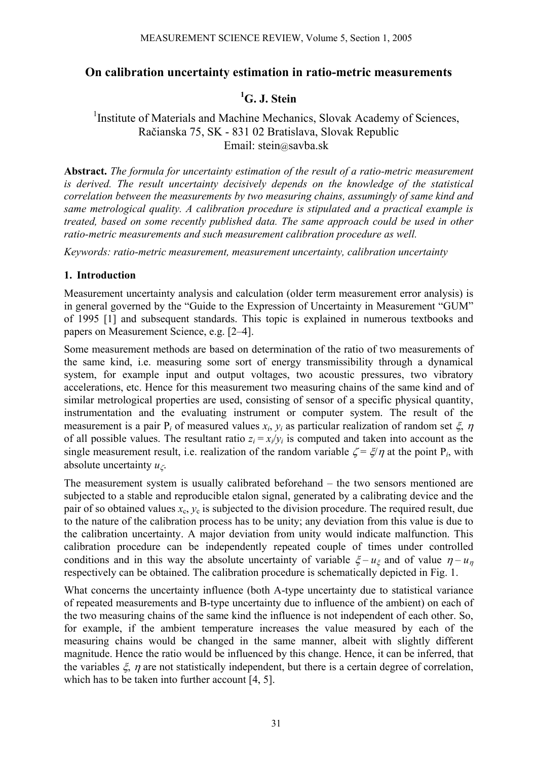# On calibration uncertainty estimation in ratio-metric measurements

## [1]G. J. Stein

[1]Institute of Materials and Machine Mechanics, Slovak Academy of Sciences, Račianska 75, SK - 831 02 Bratislava, Slovak Republic
Email: stein@savba.sk

**Abstract.** *The formula for uncertainty estimation of the result of a ratio-metric measurement is derived. The result uncertainty decisively depends on the knowledge of the statistical correlation between the measurements by two measuring chains, assumingly of same kind and same metrological quality. A calibration procedure is stipulated and a practical example is treated, based on some recently published data. The same approach could be used in other ratio-metric measurements and such measurement calibration procedure as well.*

*Keywords: ratio-metric measurement, measurement uncertainty, calibration uncertainty*

### 1. Introduction

Measurement uncertainty analysis and calculation (older term measurement error analysis) is in general governed by the "Guide to the Expression of Uncertainty in Measurement "GUM" of 1995 [1] and subsequent standards. This topic is explained in numerous textbooks and papers on Measurement Science, e.g. [2–4].

Some measurement methods are based on determination of the ratio of two measurements of the same kind, i.e. measuring some sort of energy transmissibility through a dynamical system, for example input and output voltages, two acoustic pressures, two vibratory accelerations, etc. Hence for this measurement two measuring chains of the same kind and of similar metrological properties are used, consisting of sensor of a specific physical quantity, instrumentation and the evaluating instrument or computer system. The result of the measurement is a pair $P_i$ of measured values $x_i$, $y_i$ as particular realization of random set $\xi$, $\eta$ of all possible values. The resultant ratio $z_i = x_i/y_i$ is computed and taken into account as the single measurement result, i.e. realization of the random variable $\zeta = \xi/\eta$ at the point $P_i$, with absolute uncertainty $u_\zeta$.

The measurement system is usually calibrated beforehand – the two sensors mentioned are subjected to a stable and reproducible etalon signal, generated by a calibrating device and the pair of so obtained values $x_c$, $y_c$ is subjected to the division procedure. The required result, due to the nature of the calibration process has to be unity; any deviation from this value is due to the calibration uncertainty. A major deviation from unity would indicate malfunction. This calibration procedure can be independently repeated couple of times under controlled conditions and in this way the absolute uncertainty of variable $\xi - u_\xi$ and of value $\eta - u_\eta$ respectively can be obtained. The calibration procedure is schematically depicted in Fig. 1.

What concerns the uncertainty influence (both A-type uncertainty due to statistical variance of repeated measurements and B-type uncertainty due to influence of the ambient) on each of the two measuring chains of the same kind the influence is not independent of each other. So, for example, if the ambient temperature increases the value measured by each of the measuring chains would be changed in the same manner, albeit with slightly different magnitude. Hence the ratio would be influenced by this change. Hence, it can be inferred, that the variables $\xi$, $\eta$ are not statistically independent, but there is a certain degree of correlation, which has to be taken into further account [4, 5].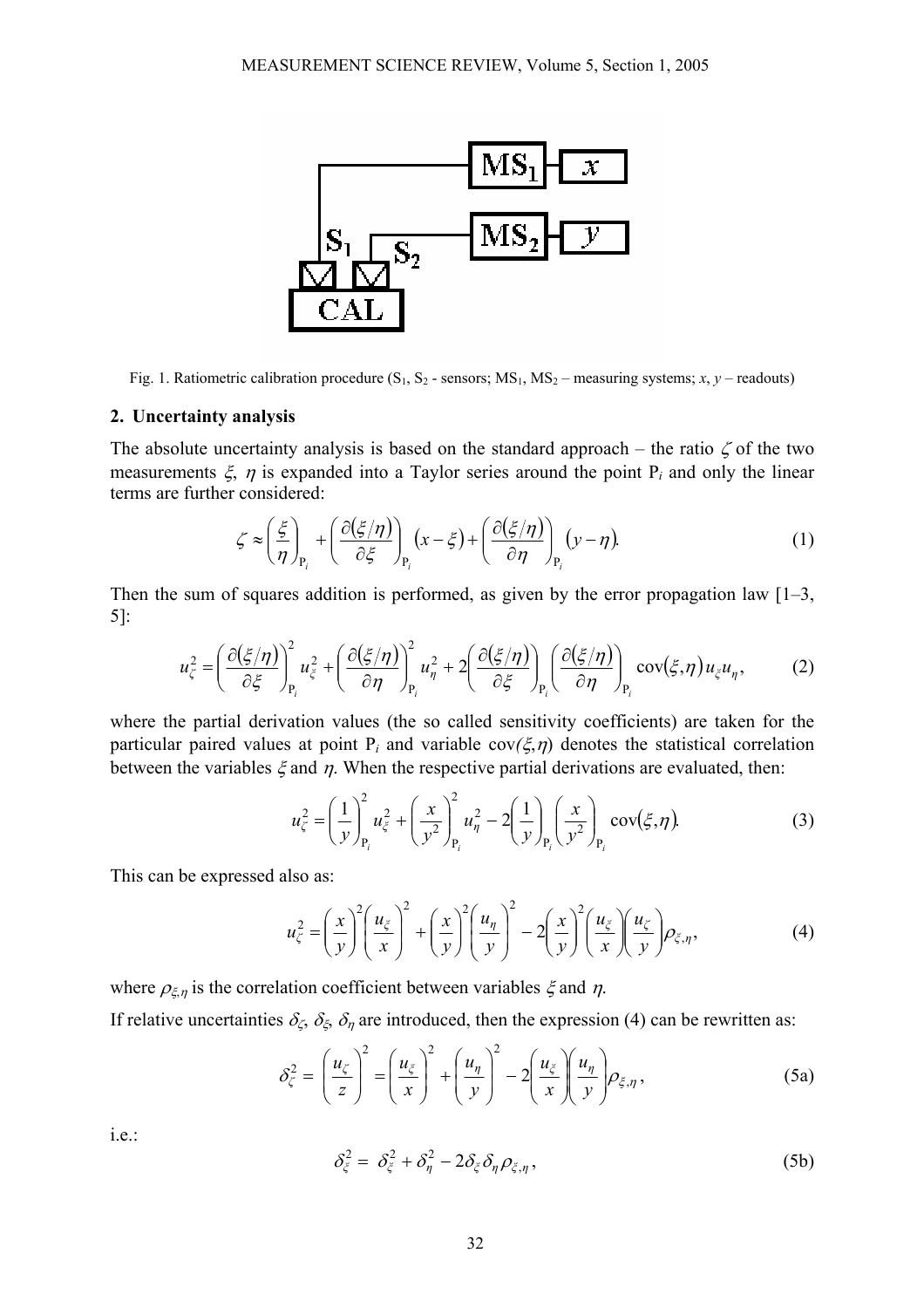Fig. 1. Ratiometric calibration procedure ($S_1$, $S_2$ - sensors; $MS_1$, $MS_2$ – measuring systems; $x$, $y$ – readouts)

## 2. Uncertainty analysis

The absolute uncertainty analysis is based on the standard approach – the ratio $\zeta$ of the two measurements $\xi$, $\eta$ is expanded into a Taylor series around the point $P_i$ and only the linear terms are further considered:

$$\zeta \approx \left(\frac{\xi}{\eta}\right)_{P_i} + \left(\frac{\partial(\xi/\eta)}{\partial \xi}\right)_{P_i}(x-\xi) + \left(\frac{\partial(\xi/\eta)}{\partial \eta}\right)_{P_i}(y-\eta). \tag{1}$$

Then the sum of squares addition is performed, as given by the error propagation law [1–3, 5]:

$$u_\zeta^2 = \left(\frac{\partial(\xi/\eta)}{\partial \xi}\right)_{P_i}^2 u_\xi^2 + \left(\frac{\partial(\xi/\eta)}{\partial \eta}\right)_{P_i}^2 u_\eta^2 + 2\left(\frac{\partial(\xi/\eta)}{\partial \xi}\right)_{P_i}\left(\frac{\partial(\xi/\eta)}{\partial \eta}\right)_{P_i} \operatorname{cov}(\xi,\eta)\, u_\xi u_\eta, \tag{2}$$

where the partial derivation values (the so called sensitivity coefficients) are taken for the particular paired values at point $P_i$ and variable $\operatorname{cov}(\xi,\eta)$ denotes the statistical correlation between the variables $\xi$ and $\eta$. When the respective partial derivations are evaluated, then:

$$u_\zeta^2 = \left(\frac{1}{y}\right)_{P_i}^2 u_\xi^2 + \left(\frac{x}{y^2}\right)_{P_i}^2 u_\eta^2 - 2\left(\frac{1}{y}\right)_{P_i}\left(\frac{x}{y^2}\right)_{P_i} \operatorname{cov}(\xi,\eta). \tag{3}$$

This can be expressed also as:

$$u_\zeta^2 = \left(\frac{x}{y}\right)^2\left(\frac{u_\xi}{x}\right)^2 + \left(\frac{x}{y}\right)^2\left(\frac{u_\eta}{y}\right)^2 - 2\left(\frac{x}{y}\right)^2\left(\frac{u_\xi}{x}\right)\left(\frac{u_\zeta}{y}\right)\rho_{\xi,\eta}, \tag{4}$$

where $\rho_{\xi,\eta}$ is the correlation coefficient between variables $\xi$ and $\eta$.

If relative uncertainties $\delta_\zeta$, $\delta_\xi$, $\delta_\eta$ are introduced, then the expression (4) can be rewritten as:

$$\delta_\zeta^2 = \left(\frac{u_\zeta}{z}\right)^2 = \left(\frac{u_\xi}{x}\right)^2 + \left(\frac{u_\eta}{y}\right)^2 - 2\left(\frac{u_\xi}{x}\right)\left(\frac{u_\eta}{y}\right)\rho_{\xi,\eta}, \tag{5a}$$

i.e.:

$$\delta_\xi^2 = \delta_\xi^2 + \delta_\eta^2 - 2\delta_\xi\delta_\eta\rho_{\xi,\eta}, \tag{5b}$$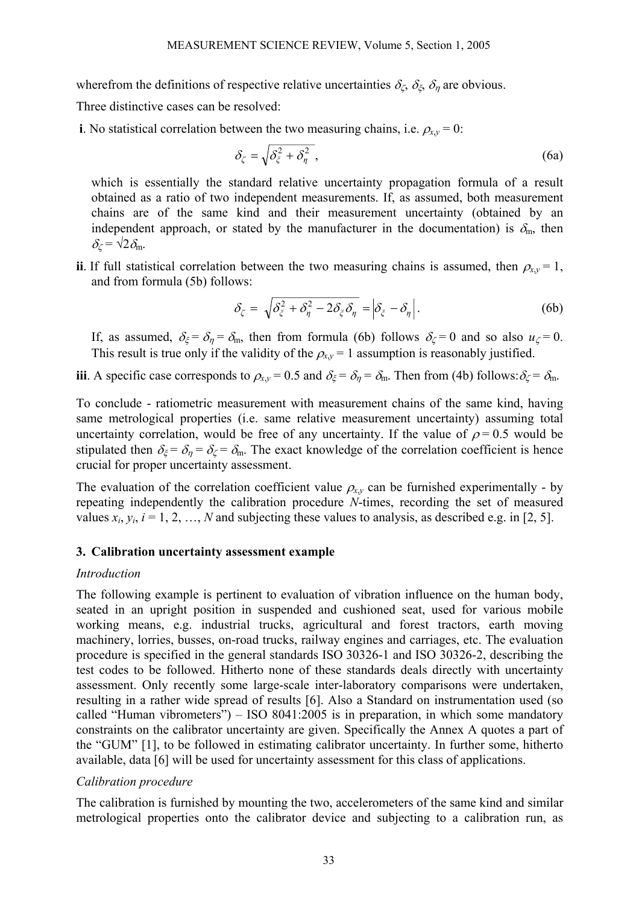wherefrom the definitions of respective relative uncertainties $\delta_\zeta$, $\delta_\xi$, $\delta_\eta$ are obvious.

Three distinctive cases can be resolved:

**i**. No statistical correlation between the two measuring chains, i.e. $\rho_{x,y} = 0$:

$$\delta_\zeta = \sqrt{\delta_\xi^2 + \delta_\eta^2}\ , \tag{6a}$$

which is essentially the standard relative uncertainty propagation formula of a result obtained as a ratio of two independent measurements. If, as assumed, both measurement chains are of the same kind and their measurement uncertainty (obtained by an independent approach, or stated by the manufacturer in the documentation) is $\delta_\mathrm{m}$, then $\delta_\zeta = \sqrt{2}\delta_\mathrm{m}$.

**ii**. If full statistical correlation between the two measuring chains is assumed, then $\rho_{x,y} = 1$, and from formula (5b) follows:

$$\delta_\zeta = \sqrt{\delta_\xi^2 + \delta_\eta^2 - 2\delta_\xi\delta_\eta} = \left|\delta_\xi - \delta_\eta\right|. \tag{6b}$$

If, as assumed, $\delta_\xi = \delta_\eta = \delta_\mathrm{m}$, then from formula (6b) follows $\delta_\zeta = 0$ and so also $u_\zeta = 0$. This result is true only if the validity of the $\rho_{x,y} = 1$ assumption is reasonably justified.

**iii**. A specific case corresponds to $\rho_{x,y} = 0.5$ and $\delta_\xi = \delta_\eta = \delta_\mathrm{m}$. Then from (4b) follows: $\delta_\zeta = \delta_\mathrm{m}$.

To conclude - ratiometric measurement with measurement chains of the same kind, having same metrological properties (i.e. same relative measurement uncertainty) assuming total uncertainty correlation, would be free of any uncertainty. If the value of $\rho = 0.5$ would be stipulated then $\delta_\xi = \delta_\eta = \delta_\zeta = \delta_\mathrm{m}$. The exact knowledge of the correlation coefficient is hence crucial for proper uncertainty assessment.

The evaluation of the correlation coefficient value $\rho_{x,y}$ can be furnished experimentally - by repeating independently the calibration procedure $N$-times, recording the set of measured values $x_i$, $y_i$, $i = 1, 2, \ldots, N$ and subjecting these values to analysis, as described e.g. in [2, 5].

## 3. Calibration uncertainty assessment example

*Introduction*

The following example is pertinent to evaluation of vibration influence on the human body, seated in an upright position in suspended and cushioned seat, used for various mobile working means, e.g. industrial trucks, agricultural and forest tractors, earth moving machinery, lorries, busses, on-road trucks, railway engines and carriages, etc. The evaluation procedure is specified in the general standards ISO 30326-1 and ISO 30326-2, describing the test codes to be followed. Hitherto none of these standards deals directly with uncertainty assessment. Only recently some large-scale inter-laboratory comparisons were undertaken, resulting in a rather wide spread of results [6]. Also a Standard on instrumentation used (so called "Human vibrometers") – ISO 8041:2005 is in preparation, in which some mandatory constraints on the calibrator uncertainty are given. Specifically the Annex A quotes a part of the "GUM" [1], to be followed in estimating calibrator uncertainty. In further some, hitherto available, data [6] will be used for uncertainty assessment for this class of applications.

*Calibration procedure*

The calibration is furnished by mounting the two, accelerometers of the same kind and similar metrological properties onto the calibrator device and subjecting to a calibration run, as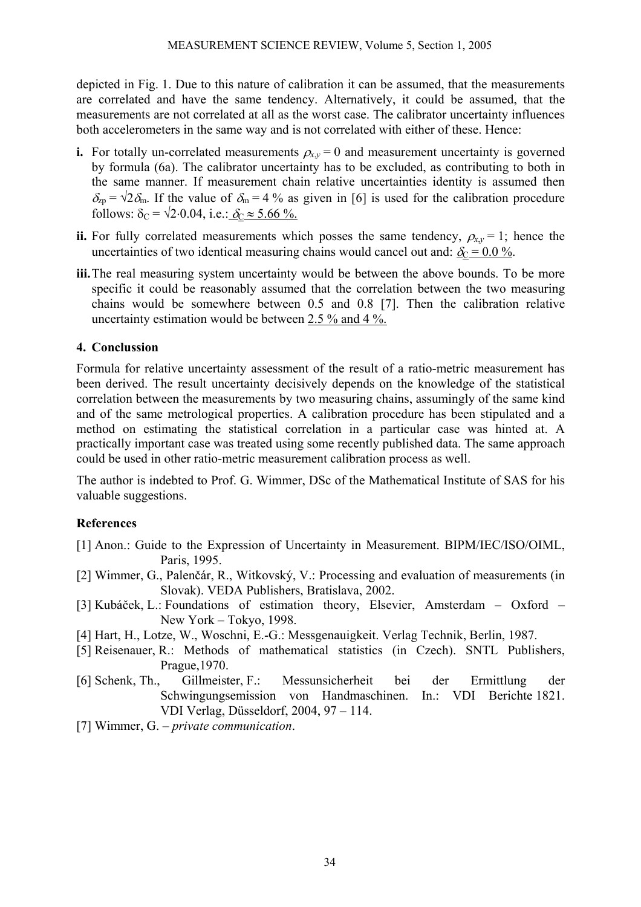depicted in Fig. 1. Due to this nature of calibration it can be assumed, that the measurements are correlated and have the same tendency. Alternatively, it could be assumed, that the measurements are not correlated at all as the worst case. The calibrator uncertainty influences both accelerometers in the same way and is not correlated with either of these. Hence:

**i.** For totally un-correlated measurements $\rho_{x,y} = 0$ and measurement uncertainty is governed by formula (6a). The calibrator uncertainty has to be excluded, as contributing to both in the same manner. If measurement chain relative uncertainties identity is assumed then $\delta_{zp} = \sqrt{2}\delta_m$. If the value of $\delta_m = 4$ % as given in [6] is used for the calibration procedure follows: $\delta_C = \sqrt{2}\cdot 0.04$, i.e.: $\delta_C \approx 5.66$ %.

**ii.** For fully correlated measurements which posses the same tendency, $\rho_{x,y} = 1$; hence the uncertainties of two identical measuring chains would cancel out and: $\delta_C = 0.0$ %.

**iii.** The real measuring system uncertainty would be between the above bounds. To be more specific it could be reasonably assumed that the correlation between the two measuring chains would be somewhere between 0.5 and 0.8 [7]. Then the calibration relative uncertainty estimation would be between 2.5 % and 4 %.

## 4. Conclussion

Formula for relative uncertainty assessment of the result of a ratio-metric measurement has been derived. The result uncertainty decisively depends on the knowledge of the statistical correlation between the measurements by two measuring chains, assumingly of the same kind and of the same metrological properties. A calibration procedure has been stipulated and a method on estimating the statistical correlation in a particular case was hinted at. A practically important case was treated using some recently published data. The same approach could be used in other ratio-metric measurement calibration process as well.

The author is indebted to Prof. G. Wimmer, DSc of the Mathematical Institute of SAS for his valuable suggestions.

## References

[1] Anon.: Guide to the Expression of Uncertainty in Measurement. BIPM/IEC/ISO/OIML, Paris, 1995.

[2] Wimmer, G., Palenčár, R., Witkovský, V.: Processing and evaluation of measurements (in Slovak). VEDA Publishers, Bratislava, 2002.

[3] Kubáček, L.: Foundations of estimation theory, Elsevier, Amsterdam – Oxford – New York – Tokyo, 1998.

[4] Hart, H., Lotze, W., Woschni, E.-G.: Messgenauigkeit. Verlag Technik, Berlin, 1987.

[5] Reisenauer, R.: Methods of mathematical statistics (in Czech). SNTL Publishers, Prague,1970.

[6] Schenk, Th., Gillmeister, F.: Messunsicherheit bei der Ermittlung der Schwingungsemission von Handmaschinen. In.: VDI Berichte 1821. VDI Verlag, Düsseldorf, 2004, 97 – 114.

[7] Wimmer, G. – *private communication*.